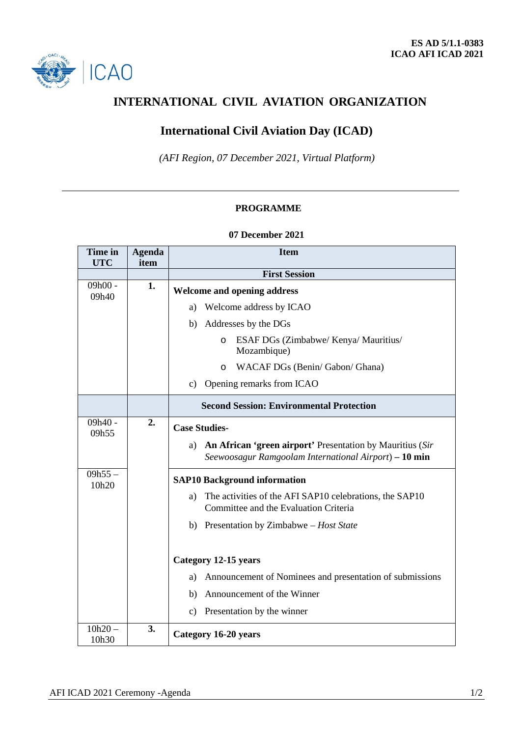**ES AD 5/1.1-0383**
**ICAO AFI ICAD 2021**

# INTERNATIONAL CIVIL AVIATION ORGANIZATION

## International Civil Aviation Day (ICAD)

*(AFI Region, 07 December 2021, Virtual Platform)*

---

**PROGRAMME**

**07 December 2021**

| Time in UTC | Agenda item | Item |
|---|---|---|
| | | **First Session** |
| 09h00 - 09h40 | **1.** | **Welcome and opening address**<br>a) Welcome address by ICAO<br>b) Addresses by the DGs<br>o ESAF DGs (Zimbabwe/ Kenya/ Mauritius/ Mozambique)<br>o WACAF DGs (Benin/ Gabon/ Ghana)<br>c) Opening remarks from ICAO |
| | | **Second Session: Environmental Protection** |
| 09h40 - 09h55 | **2.** | **Case Studies-**<br>a) **An African 'green airport'** Presentation by Mauritius (*Sir Seewoosagur Ramgoolam International Airport*) **– 10 min** |
| 09h55 – 10h20 | | **SAP10 Background information**<br>a) The activities of the AFI SAP10 celebrations, the SAP10 Committee and the Evaluation Criteria<br>b) Presentation by Zimbabwe – *Host State*<br><br>**Category 12-15 years**<br>a) Announcement of Nominees and presentation of submissions<br>b) Announcement of the Winner<br>c) Presentation by the winner |
| 10h20 – 10h30 | **3.** | **Category 16-20 years** |

AFI ICAD 2021 Ceremony -Agenda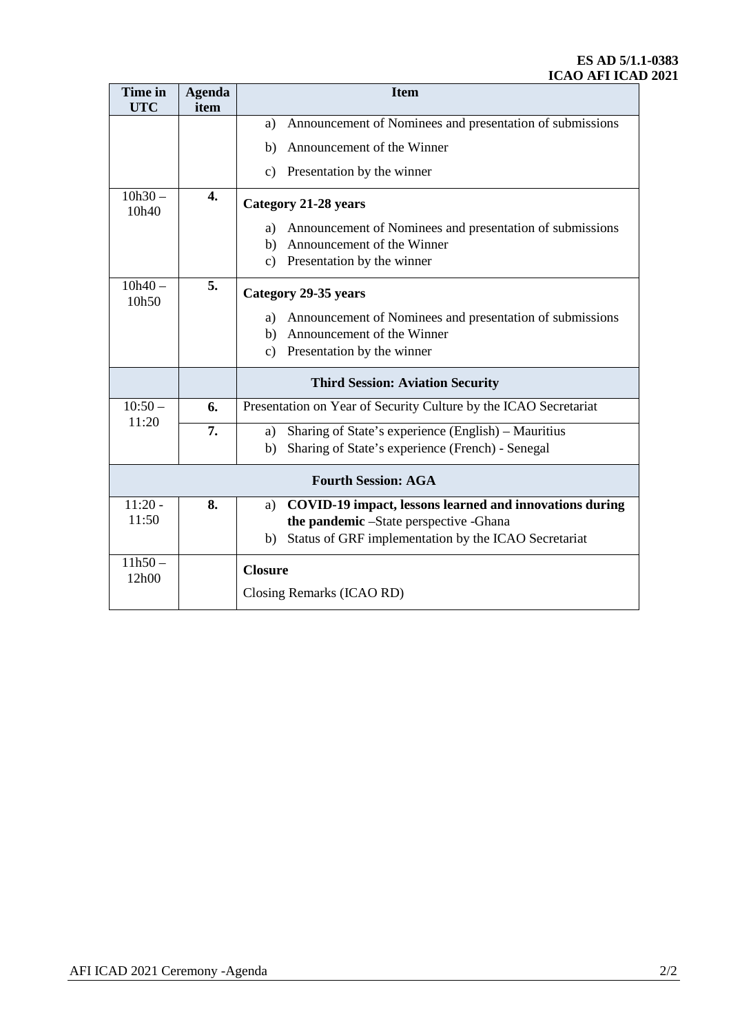| Time in UTC | Agenda item | Item |
|---|---|---|
| | | a) Announcement of Nominees and presentation of submissions<br>b) Announcement of the Winner<br>c) Presentation by the winner |
| 10h30 – 10h40 | **4.** | **Category 21-28 years**<br>a) Announcement of Nominees and presentation of submissions<br>b) Announcement of the Winner<br>c) Presentation by the winner |
| 10h40 – 10h50 | **5.** | **Category 29-35 years**<br>a) Announcement of Nominees and presentation of submissions<br>b) Announcement of the Winner<br>c) Presentation by the winner |
| | | **Third Session: Aviation Security** |
| 10:50 – 11:20 | **6.** | Presentation on Year of Security Culture by the ICAO Secretariat |
| | **7.** | a) Sharing of State's experience (English) – Mauritius<br>b) Sharing of State's experience (French) - Senegal |
| | | **Fourth Session: AGA** |
| 11:20 - 11:50 | **8.** | a) **COVID-19 impact, lessons learned and innovations during the pandemic** –State perspective -Ghana<br>b) Status of GRF implementation by the ICAO Secretariat |
| 11h50 – 12h00 | | **Closure**<br>Closing Remarks (ICAO RD) |